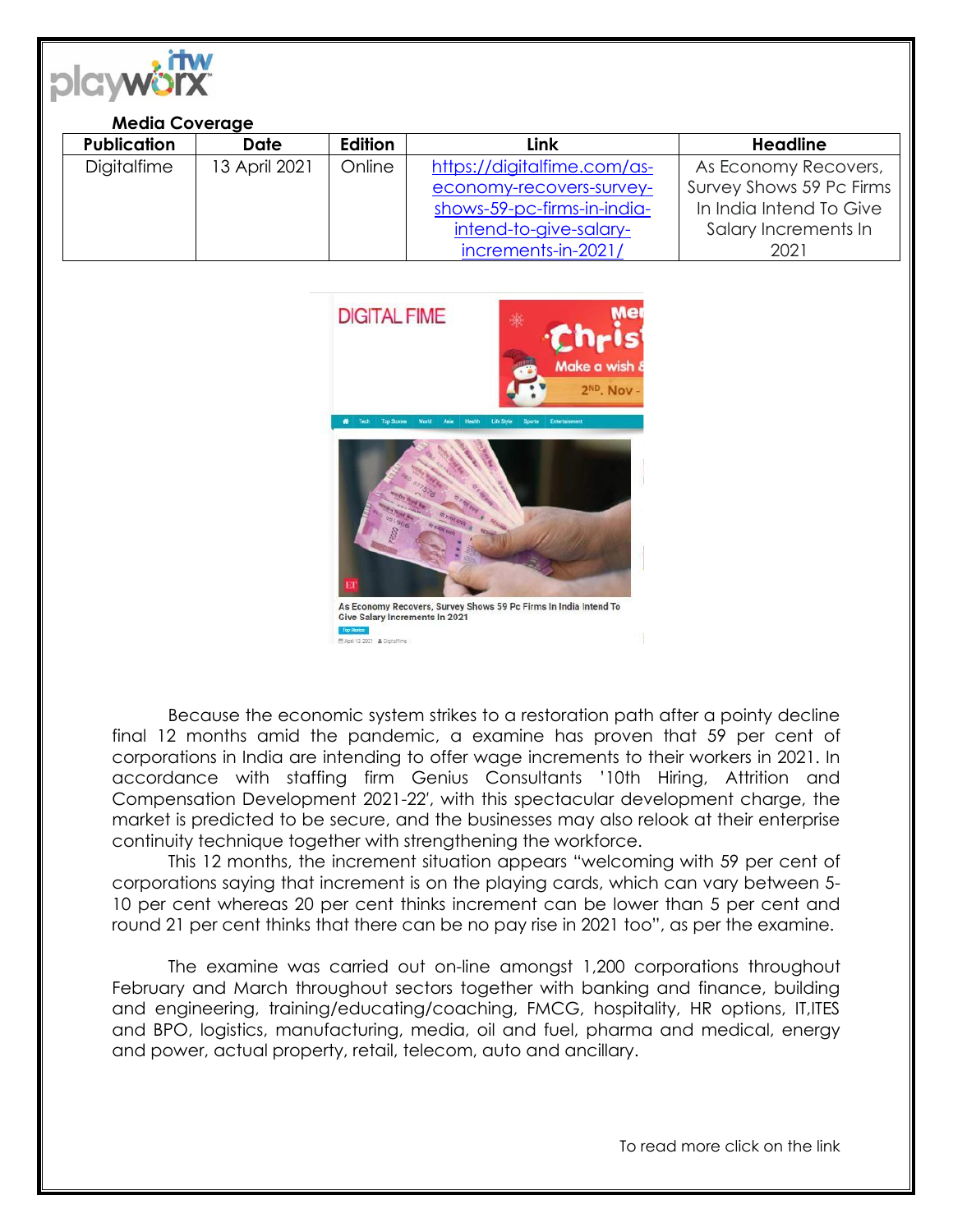**Media Coverage**

| Publication | Date | Edition | Link | Headline |
|---|---|---|---|---|
| Digitalfime | 13 April 2021 | Online | https://digitalfime.com/as-economy-recovers-survey-shows-59-pc-firms-in-india-intend-to-give-salary-increments-in-2021/ | As Economy Recovers, Survey Shows 59 Pc Firms In India Intend To Give Salary Increments In 2021 |

Because the economic system strikes to a restoration path after a pointy decline final 12 months amid the pandemic, a examine has proven that 59 per cent of corporations in India are intending to offer wage increments to their workers in 2021. In accordance with staffing firm Genius Consultants '10th Hiring, Attrition and Compensation Development 2021-22', with this spectacular development charge, the market is predicted to be secure, and the businesses may also relook at their enterprise continuity technique together with strengthening the workforce.

This 12 months, the increment situation appears "welcoming with 59 per cent of corporations saying that increment is on the playing cards, which can vary between 5-10 per cent whereas 20 per cent thinks increment can be lower than 5 per cent and round 21 per cent thinks that there can be no pay rise in 2021 too", as per the examine.

The examine was carried out on-line amongst 1,200 corporations throughout February and March throughout sectors together with banking and finance, building and engineering, training/educating/coaching, FMCG, hospitality, HR options, IT,ITES and BPO, logistics, manufacturing, media, oil and fuel, pharma and medical, energy and power, actual property, retail, telecom, auto and ancillary.

To read more click on the link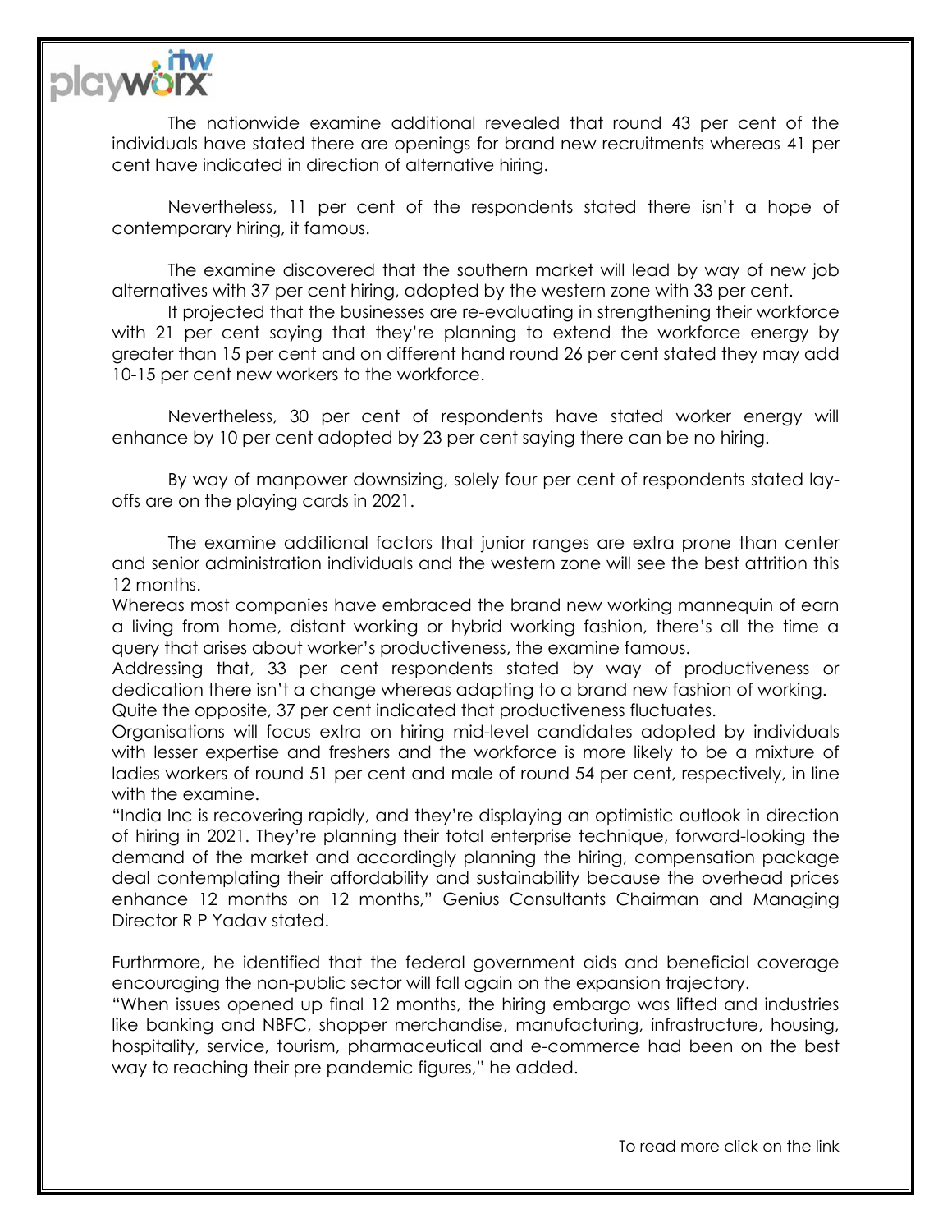The nationwide examine additional revealed that round 43 per cent of the individuals have stated there are openings for brand new recruitments whereas 41 per cent have indicated in direction of alternative hiring.

Nevertheless, 11 per cent of the respondents stated there isn't a hope of contemporary hiring, it famous.

The examine discovered that the southern market will lead by way of new job alternatives with 37 per cent hiring, adopted by the western zone with 33 per cent.

It projected that the businesses are re-evaluating in strengthening their workforce with 21 per cent saying that they're planning to extend the workforce energy by greater than 15 per cent and on different hand round 26 per cent stated they may add 10-15 per cent new workers to the workforce.

Nevertheless, 30 per cent of respondents have stated worker energy will enhance by 10 per cent adopted by 23 per cent saying there can be no hiring.

By way of manpower downsizing, solely four per cent of respondents stated lay-offs are on the playing cards in 2021.

The examine additional factors that junior ranges are extra prone than center and senior administration individuals and the western zone will see the best attrition this 12 months.

Whereas most companies have embraced the brand new working mannequin of earn a living from home, distant working or hybrid working fashion, there's all the time a query that arises about worker's productiveness, the examine famous.

Addressing that, 33 per cent respondents stated by way of productiveness or dedication there isn't a change whereas adapting to a brand new fashion of working.

Quite the opposite, 37 per cent indicated that productiveness fluctuates.

Organisations will focus extra on hiring mid-level candidates adopted by individuals with lesser expertise and freshers and the workforce is more likely to be a mixture of ladies workers of round 51 per cent and male of round 54 per cent, respectively, in line with the examine.

"India Inc is recovering rapidly, and they're displaying an optimistic outlook in direction of hiring in 2021. They're planning their total enterprise technique, forward-looking the demand of the market and accordingly planning the hiring, compensation package deal contemplating their affordability and sustainability because the overhead prices enhance 12 months on 12 months," Genius Consultants Chairman and Managing Director R P Yadav stated.

Furthrmore, he identified that the federal government aids and beneficial coverage encouraging the non-public sector will fall again on the expansion trajectory.

"When issues opened up final 12 months, the hiring embargo was lifted and industries like banking and NBFC, shopper merchandise, manufacturing, infrastructure, housing, hospitality, service, tourism, pharmaceutical and e-commerce had been on the best way to reaching their pre pandemic figures," he added.

To read more click on the link